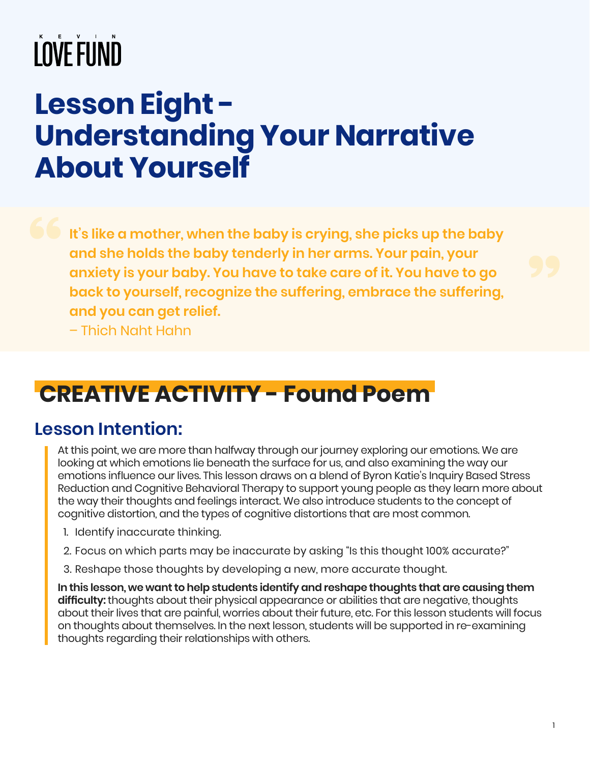KEVIN LOVE FUND

# Lesson Eight - Understanding Your Narrative About Yourself

> **It's like a mother, when the baby is crying, she picks up the baby and she holds the baby tenderly in her arms. Your pain, your anxiety is your baby. You have to take care of it. You have to go back to yourself, recognize the suffering, embrace the suffering, and you can get relief.**
> – Thich Naht Hahn

## CREATIVE ACTIVITY - Found Poem

### Lesson Intention:

At this point, we are more than halfway through our journey exploring our emotions. We are looking at which emotions lie beneath the surface for us, and also examining the way our emotions influence our lives. This lesson draws on a blend of Byron Katie's Inquiry Based Stress Reduction and Cognitive Behavioral Therapy to support young people as they learn more about the way their thoughts and feelings interact. We also introduce students to the concept of cognitive distortion, and the types of cognitive distortions that are most common.

1. Identify inaccurate thinking.
2. Focus on which parts may be inaccurate by asking "Is this thought 100% accurate?"
3. Reshape those thoughts by developing a new, more accurate thought.

**In this lesson, we want to help students identify and reshape thoughts that are causing them difficulty:** thoughts about their physical appearance or abilities that are negative, thoughts about their lives that are painful, worries about their future, etc. For this lesson students will focus on thoughts about themselves. In the next lesson, students will be supported in re-examining thoughts regarding their relationships with others.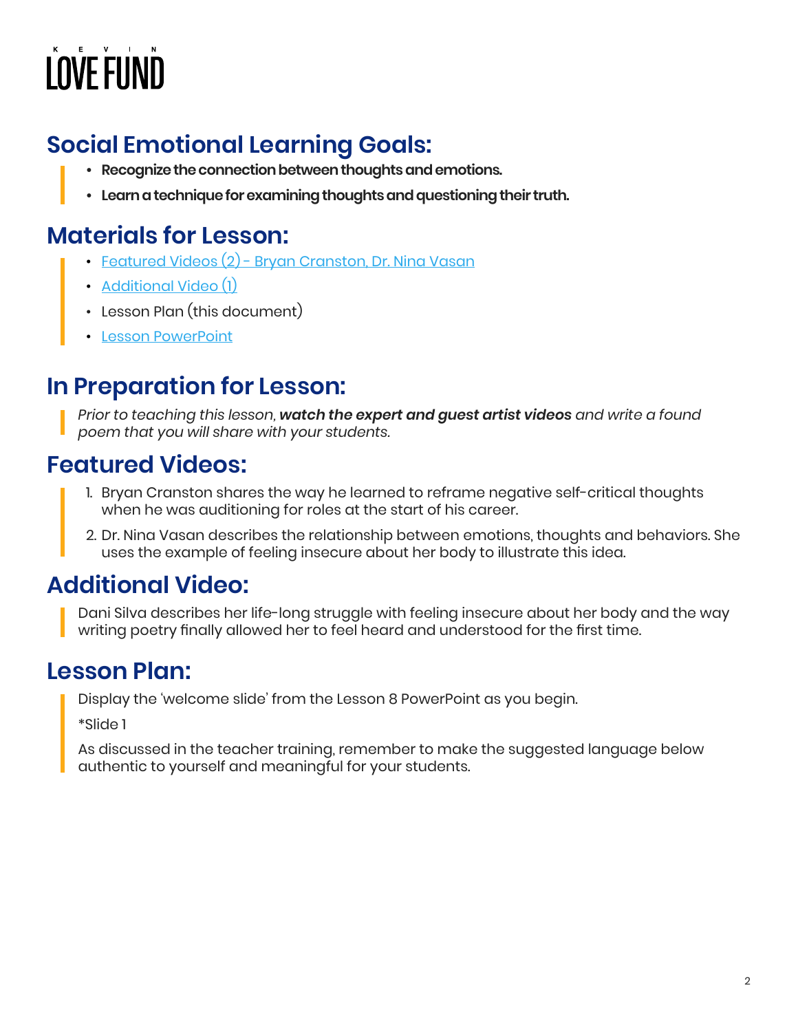KEVIN LOVE FUND

## Social Emotional Learning Goals:

- **Recognize the connection between thoughts and emotions.**
- **Learn a technique for examining thoughts and questioning their truth.**

## Materials for Lesson:

- Featured Videos (2) - Bryan Cranston, Dr. Nina Vasan
- Additional Video (1)
- Lesson Plan (this document)
- Lesson PowerPoint

## In Preparation for Lesson:

*Prior to teaching this lesson, **watch the expert and guest artist videos** and write a found poem that you will share with your students.*

## Featured Videos:

1. Bryan Cranston shares the way he learned to reframe negative self-critical thoughts when he was auditioning for roles at the start of his career.
2. Dr. Nina Vasan describes the relationship between emotions, thoughts and behaviors. She uses the example of feeling insecure about her body to illustrate this idea.

## Additional Video:

Dani Silva describes her life-long struggle with feeling insecure about her body and the way writing poetry finally allowed her to feel heard and understood for the first time.

## Lesson Plan:

Display the 'welcome slide' from the Lesson 8 PowerPoint as you begin.

*Slide 1

As discussed in the teacher training, remember to make the suggested language below authentic to yourself and meaningful for your students.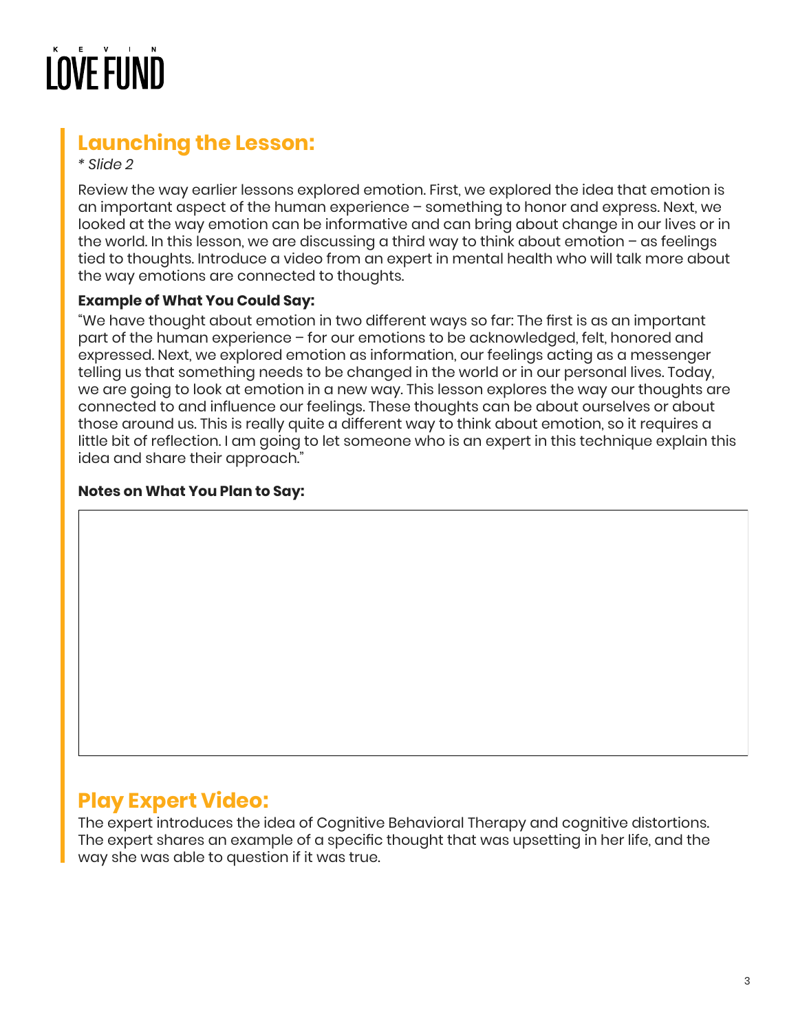## Launching the Lesson:

*\* Slide 2*

Review the way earlier lessons explored emotion. First, we explored the idea that emotion is an important aspect of the human experience – something to honor and express. Next, we looked at the way emotion can be informative and can bring about change in our lives or in the world. In this lesson, we are discussing a third way to think about emotion – as feelings tied to thoughts. Introduce a video from an expert in mental health who will talk more about the way emotions are connected to thoughts.

**Example of What You Could Say:**

"We have thought about emotion in two different ways so far: The first is as an important part of the human experience – for our emotions to be acknowledged, felt, honored and expressed. Next, we explored emotion as information, our feelings acting as a messenger telling us that something needs to be changed in the world or in our personal lives. Today, we are going to look at emotion in a new way. This lesson explores the way our thoughts are connected to and influence our feelings. These thoughts can be about ourselves or about those around us. This is really quite a different way to think about emotion, so it requires a little bit of reflection. I am going to let someone who is an expert in this technique explain this idea and share their approach."

**Notes on What You Plan to Say:**

## Play Expert Video:

The expert introduces the idea of Cognitive Behavioral Therapy and cognitive distortions. The expert shares an example of a specific thought that was upsetting in her life, and the way she was able to question if it was true.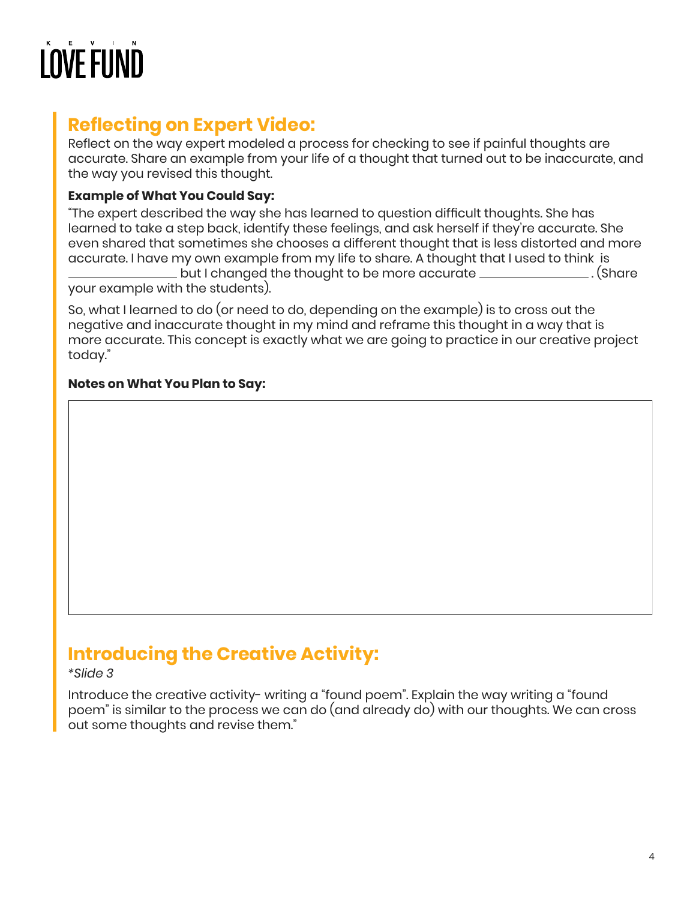## Reflecting on Expert Video:

Reflect on the way expert modeled a process for checking to see if painful thoughts are accurate. Share an example from your life of a thought that turned out to be inaccurate, and the way you revised this thought.

**Example of What You Could Say:**

"The expert described the way she has learned to question difficult thoughts. She has learned to take a step back, identify these feelings, and ask herself if they're accurate. She even shared that sometimes she chooses a different thought that is less distorted and more accurate. I have my own example from my life to share. A thought that I used to think is \_\_\_\_\_\_\_\_\_\_\_\_\_\_\_\_ but I changed the thought to be more accurate \_\_\_\_\_\_\_\_\_\_\_\_\_\_\_\_\_\_\_\_. (Share your example with the students).

So, what I learned to do (or need to do, depending on the example) is to cross out the negative and inaccurate thought in my mind and reframe this thought in a way that is more accurate. This concept is exactly what we are going to practice in our creative project today."

**Notes on What You Plan to Say:**

## Introducing the Creative Activity:

*\*Slide 3*

Introduce the creative activity- writing a "found poem". Explain the way writing a "found poem" is similar to the process we can do (and already do) with our thoughts. We can cross out some thoughts and revise them."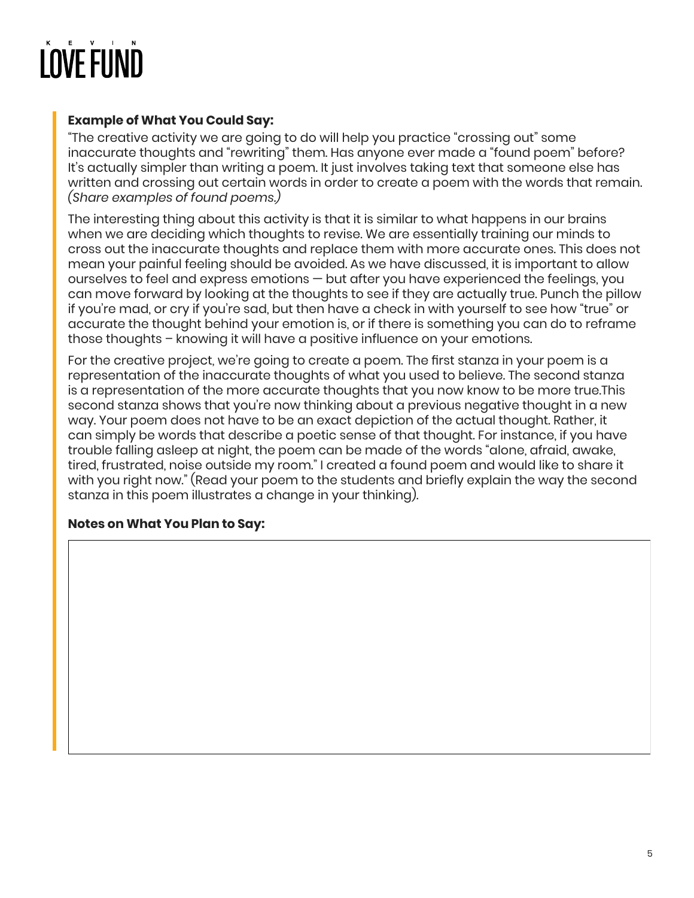**Example of What You Could Say:**

"The creative activity we are going to do will help you practice "crossing out" some inaccurate thoughts and "rewriting" them. Has anyone ever made a "found poem" before? It's actually simpler than writing a poem. It just involves taking text that someone else has written and crossing out certain words in order to create a poem with the words that remain. *(Share examples of found poems.)*

The interesting thing about this activity is that it is similar to what happens in our brains when we are deciding which thoughts to revise. We are essentially training our minds to cross out the inaccurate thoughts and replace them with more accurate ones. This does not mean your painful feeling should be avoided. As we have discussed, it is important to allow ourselves to feel and express emotions — but after you have experienced the feelings, you can move forward by looking at the thoughts to see if they are actually true. Punch the pillow if you're mad, or cry if you're sad, but then have a check in with yourself to see how "true" or accurate the thought behind your emotion is, or if there is something you can do to reframe those thoughts – knowing it will have a positive influence on your emotions.

For the creative project, we're going to create a poem. The first stanza in your poem is a representation of the inaccurate thoughts of what you used to believe. The second stanza is a representation of the more accurate thoughts that you now know to be more true.This second stanza shows that you're now thinking about a previous negative thought in a new way. Your poem does not have to be an exact depiction of the actual thought. Rather, it can simply be words that describe a poetic sense of that thought. For instance, if you have trouble falling asleep at night, the poem can be made of the words "alone, afraid, awake, tired, frustrated, noise outside my room." I created a found poem and would like to share it with you right now." (Read your poem to the students and briefly explain the way the second stanza in this poem illustrates a change in your thinking).

**Notes on What You Plan to Say:**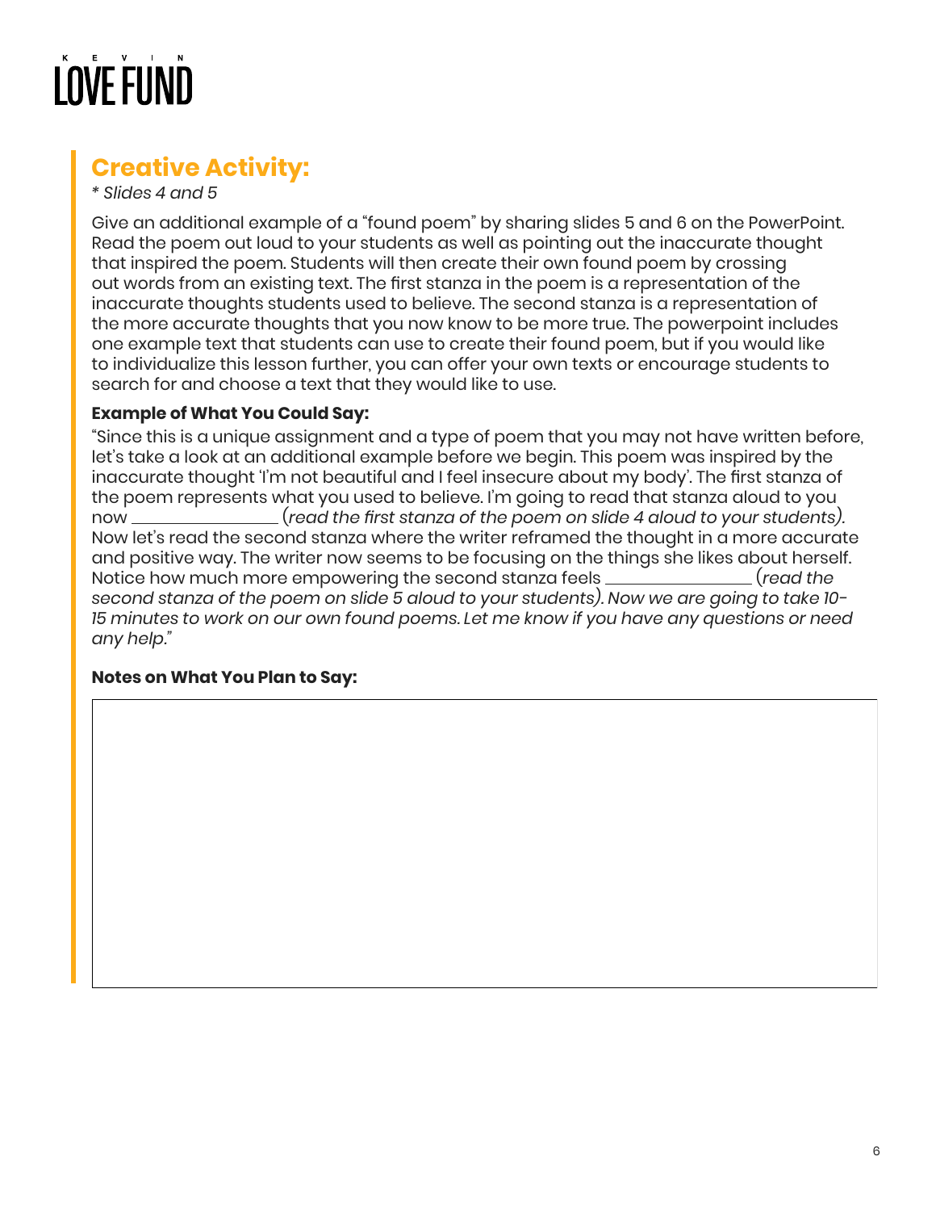KEVIN LOVE FUND

## Creative Activity:

*\* Slides 4 and 5*

Give an additional example of a "found poem" by sharing slides 5 and 6 on the PowerPoint. Read the poem out loud to your students as well as pointing out the inaccurate thought that inspired the poem. Students will then create their own found poem by crossing out words from an existing text. The first stanza in the poem is a representation of the inaccurate thoughts students used to believe. The second stanza is a representation of the more accurate thoughts that you now know to be more true. The powerpoint includes one example text that students can use to create their found poem, but if you would like to individualize this lesson further, you can offer your own texts or encourage students to search for and choose a text that they would like to use.

**Example of What You Could Say:**

"Since this is a unique assignment and a type of poem that you may not have written before, let's take a look at an additional example before we begin. This poem was inspired by the inaccurate thought 'I'm not beautiful and I feel insecure about my body'. The first stanza of the poem represents what you used to believe. I'm going to read that stanza aloud to you now ________________ (*read the first stanza of the poem on slide 4 aloud to your students).* Now let's read the second stanza where the writer reframed the thought in a more accurate and positive way. The writer now seems to be focusing on the things she likes about herself. Notice how much more empowering the second stanza feels ________________ (*read the second stanza of the poem on slide 5 aloud to your students). Now we are going to take 10-15 minutes to work on our own found poems. Let me know if you have any questions or need any help."*

**Notes on What You Plan to Say:**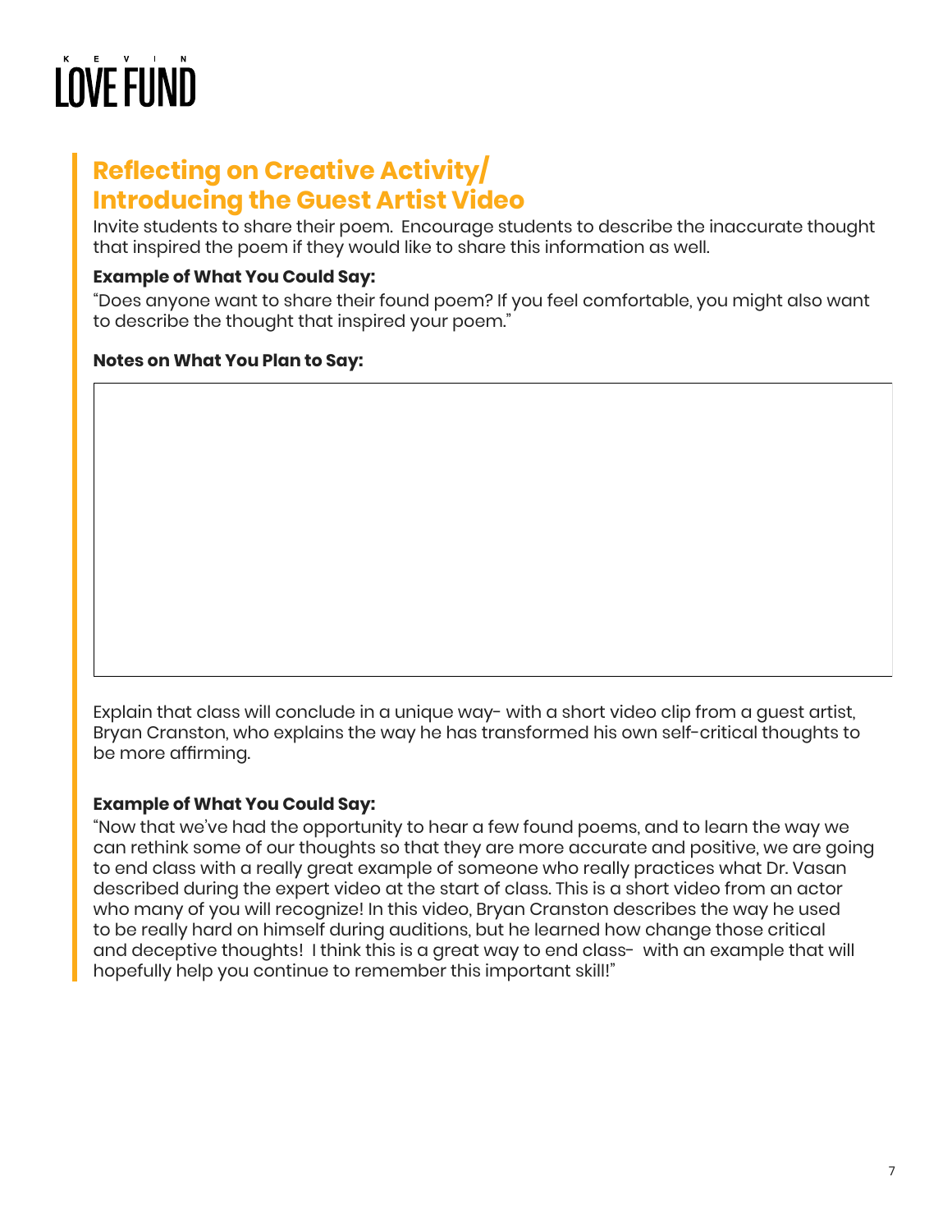## Reflecting on Creative Activity/ Introducing the Guest Artist Video

Invite students to share their poem. Encourage students to describe the inaccurate thought that inspired the poem if they would like to share this information as well.

**Example of What You Could Say:**

"Does anyone want to share their found poem? If you feel comfortable, you might also want to describe the thought that inspired your poem."

**Notes on What You Plan to Say:**

Explain that class will conclude in a unique way- with a short video clip from a guest artist, Bryan Cranston, who explains the way he has transformed his own self-critical thoughts to be more affirming.

**Example of What You Could Say:**

"Now that we've had the opportunity to hear a few found poems, and to learn the way we can rethink some of our thoughts so that they are more accurate and positive, we are going to end class with a really great example of someone who really practices what Dr. Vasan described during the expert video at the start of class. This is a short video from an actor who many of you will recognize! In this video, Bryan Cranston describes the way he used to be really hard on himself during auditions, but he learned how change those critical and deceptive thoughts! I think this is a great way to end class- with an example that will hopefully help you continue to remember this important skill!"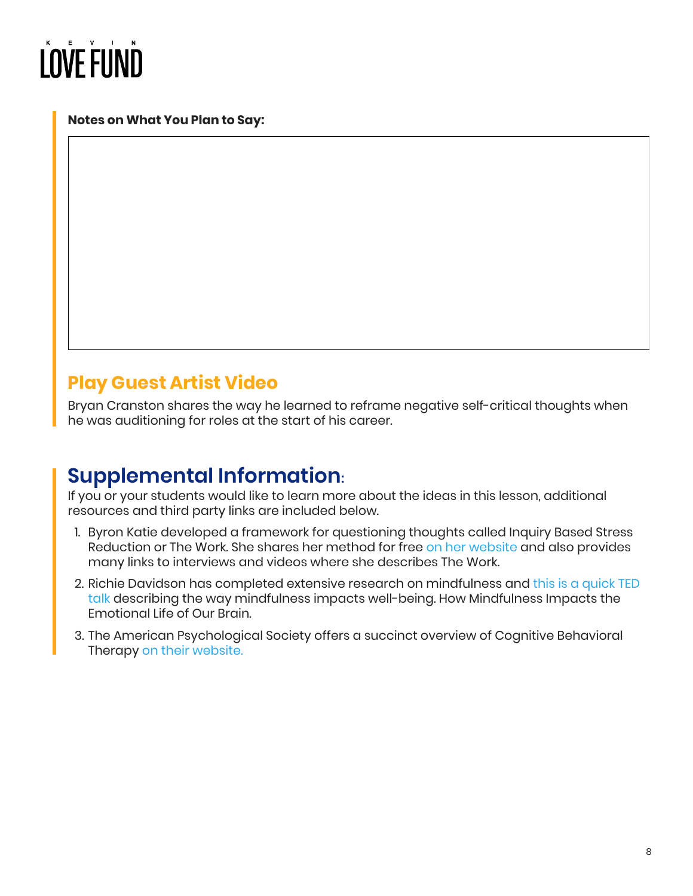**Notes on What You Plan to Say:**

## Play Guest Artist Video

Bryan Cranston shares the way he learned to reframe negative self-critical thoughts when he was auditioning for roles at the start of his career.

## Supplemental Information:

If you or your students would like to learn more about the ideas in this lesson, additional resources and third party links are included below.

1. Byron Katie developed a framework for questioning thoughts called Inquiry Based Stress Reduction or The Work. She shares her method for free on her website and also provides many links to interviews and videos where she describes The Work.
2. Richie Davidson has completed extensive research on mindfulness and this is a quick TED talk describing the way mindfulness impacts well-being. How Mindfulness Impacts the Emotional Life of Our Brain.
3. The American Psychological Society offers a succinct overview of Cognitive Behavioral Therapy on their website.